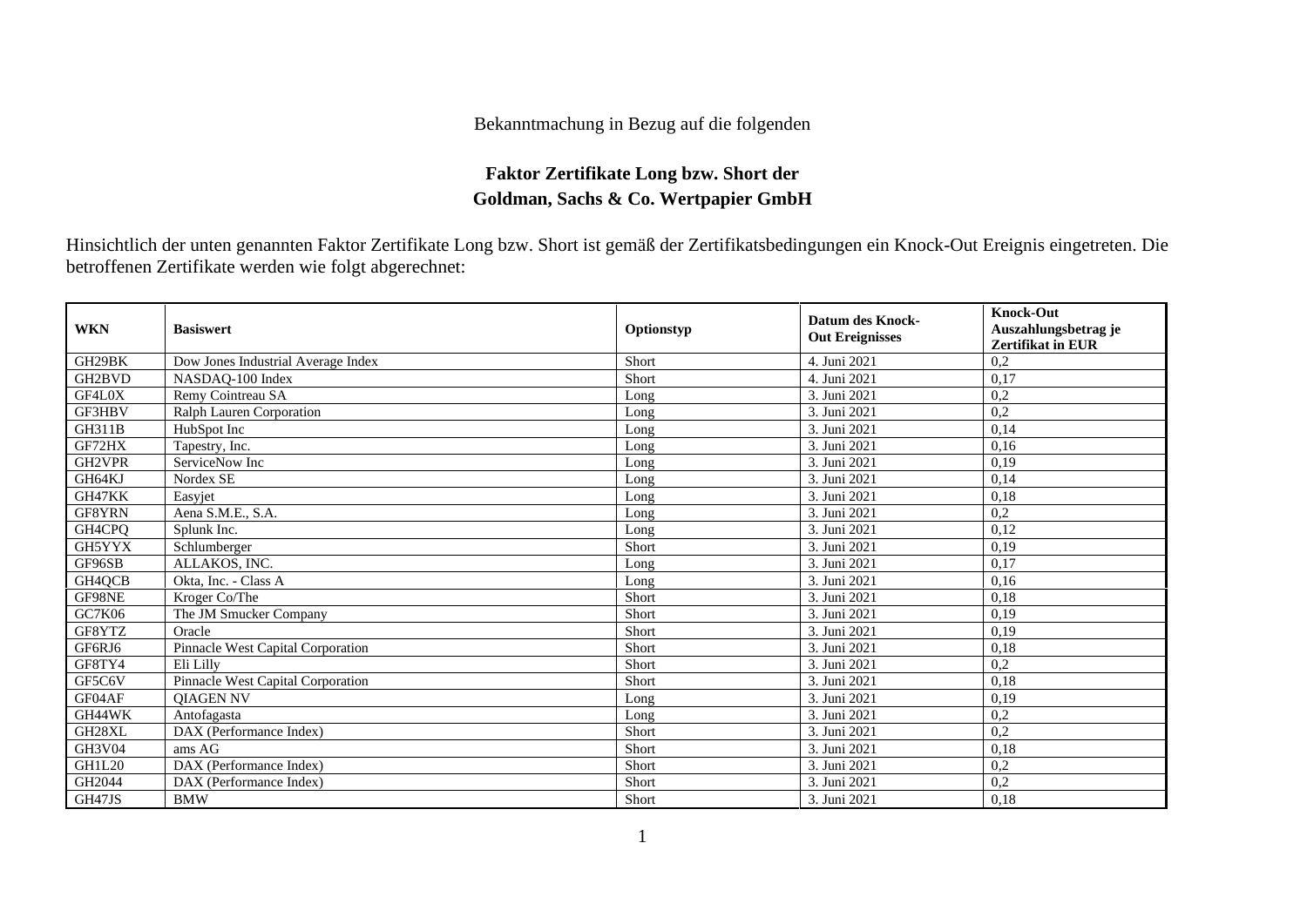Bekanntmachung in Bezug auf die folgenden

**Faktor Zertifikate Long bzw. Short der Goldman, Sachs & Co. Wertpapier GmbH**

Hinsichtlich der unten genannten Faktor Zertifikate Long bzw. Short ist gemäß der Zertifikatsbedingungen ein Knock-Out Ereignis eingetreten. Die betroffenen Zertifikate werden wie folgt abgerechnet:

| WKN | Basiswert | Optionstyp | Datum des Knock-Out Ereignisses | Knock-Out Auszahlungsbetrag je Zertifikat in EUR |
|---|---|---|---|---|
| GH29BK | Dow Jones Industrial Average Index | Short | 4. Juni 2021 | 0,2 |
| GH2BVD | NASDAQ-100 Index | Short | 4. Juni 2021 | 0,17 |
| GF4L0X | Remy Cointreau SA | Long | 3. Juni 2021 | 0,2 |
| GF3HBV | Ralph Lauren Corporation | Long | 3. Juni 2021 | 0,2 |
| GH311B | HubSpot Inc | Long | 3. Juni 2021 | 0,14 |
| GF72HX | Tapestry, Inc. | Long | 3. Juni 2021 | 0,16 |
| GH2VPR | ServiceNow Inc | Long | 3. Juni 2021 | 0,19 |
| GH64KJ | Nordex SE | Long | 3. Juni 2021 | 0,14 |
| GH47KK | Easyjet | Long | 3. Juni 2021 | 0,18 |
| GF8YRN | Aena S.M.E., S.A. | Long | 3. Juni 2021 | 0,2 |
| GH4CPQ | Splunk Inc. | Long | 3. Juni 2021 | 0,12 |
| GH5YYX | Schlumberger | Short | 3. Juni 2021 | 0,19 |
| GF96SB | ALLAKOS, INC. | Long | 3. Juni 2021 | 0,17 |
| GH4QCB | Okta, Inc. - Class A | Long | 3. Juni 2021 | 0,16 |
| GF98NE | Kroger Co/The | Short | 3. Juni 2021 | 0,18 |
| GC7K06 | The JM Smucker Company | Short | 3. Juni 2021 | 0,19 |
| GF8YTZ | Oracle | Short | 3. Juni 2021 | 0,19 |
| GF6RJ6 | Pinnacle West Capital Corporation | Short | 3. Juni 2021 | 0,18 |
| GF8TY4 | Eli Lilly | Short | 3. Juni 2021 | 0,2 |
| GF5C6V | Pinnacle West Capital Corporation | Short | 3. Juni 2021 | 0,18 |
| GF04AF | QIAGEN NV | Long | 3. Juni 2021 | 0,19 |
| GH44WK | Antofagasta | Long | 3. Juni 2021 | 0,2 |
| GH28XL | DAX (Performance Index) | Short | 3. Juni 2021 | 0,2 |
| GH3V04 | ams AG | Short | 3. Juni 2021 | 0,18 |
| GH1L20 | DAX (Performance Index) | Short | 3. Juni 2021 | 0,2 |
| GH2044 | DAX (Performance Index) | Short | 3. Juni 2021 | 0,2 |
| GH47JS | BMW | Short | 3. Juni 2021 | 0,18 |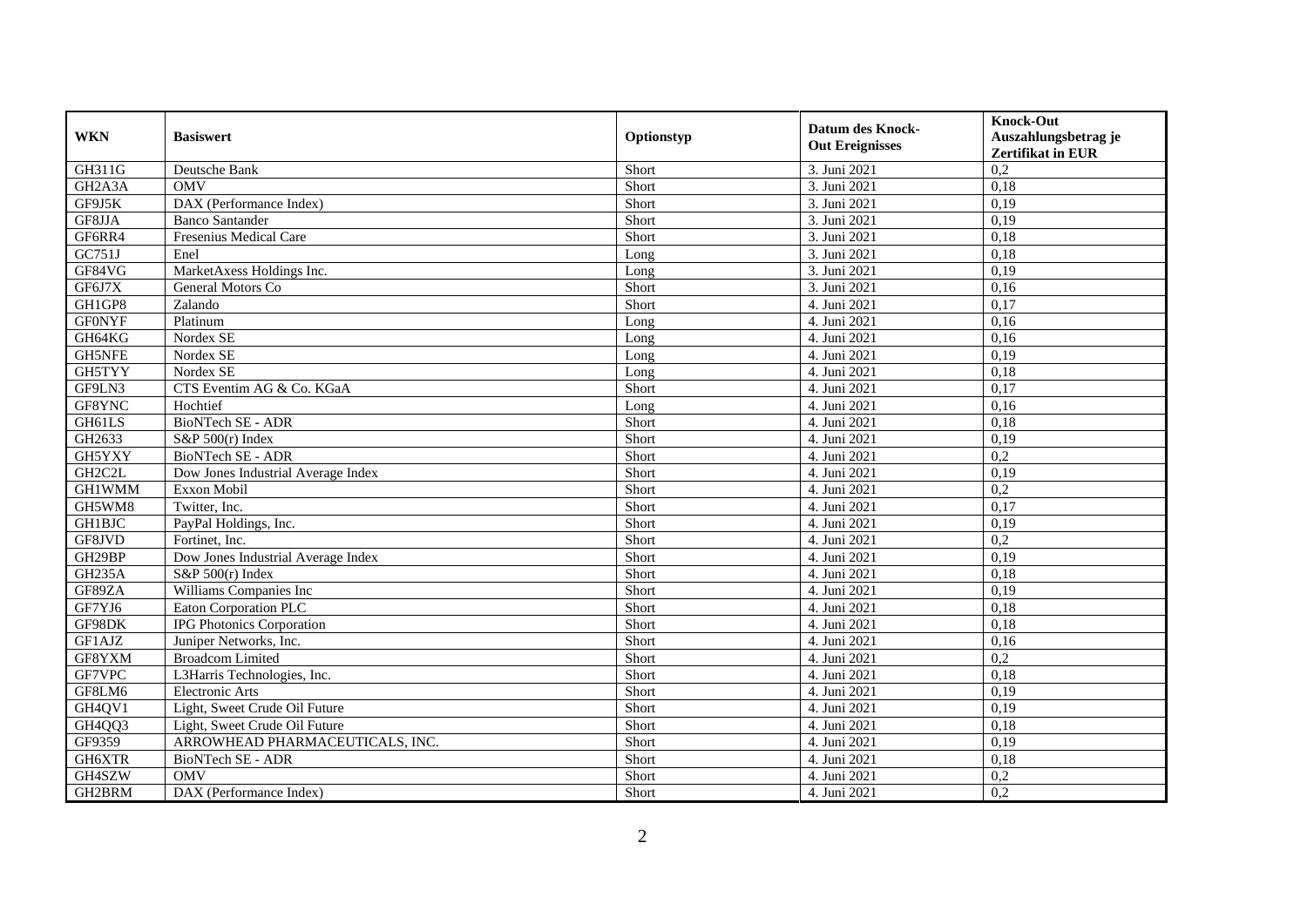| WKN | Basiswert | Optionstyp | Datum des Knock-Out Ereignisses | Knock-Out Auszahlungsbetrag je Zertifikat in EUR |
|---|---|---|---|---|
| GH311G | Deutsche Bank | Short | 3. Juni 2021 | 0,2 |
| GH2A3A | OMV | Short | 3. Juni 2021 | 0,18 |
| GF9J5K | DAX (Performance Index) | Short | 3. Juni 2021 | 0,19 |
| GF8JJA | Banco Santander | Short | 3. Juni 2021 | 0,19 |
| GF6RR4 | Fresenius Medical Care | Short | 3. Juni 2021 | 0,18 |
| GC751J | Enel | Long | 3. Juni 2021 | 0,18 |
| GF84VG | MarketAxess Holdings Inc. | Long | 3. Juni 2021 | 0,19 |
| GF6J7X | General Motors Co | Short | 3. Juni 2021 | 0,16 |
| GH1GP8 | Zalando | Short | 4. Juni 2021 | 0,17 |
| GF0NYF | Platinum | Long | 4. Juni 2021 | 0,16 |
| GH64KG | Nordex SE | Long | 4. Juni 2021 | 0,16 |
| GH5NFE | Nordex SE | Long | 4. Juni 2021 | 0,19 |
| GH5TYY | Nordex SE | Long | 4. Juni 2021 | 0,18 |
| GF9LN3 | CTS Eventim AG & Co. KGaA | Short | 4. Juni 2021 | 0,17 |
| GF8YNC | Hochtief | Long | 4. Juni 2021 | 0,16 |
| GH61LS | BioNTech SE - ADR | Short | 4. Juni 2021 | 0,18 |
| GH2633 | S&P 500(r) Index | Short | 4. Juni 2021 | 0,19 |
| GH5YXY | BioNTech SE - ADR | Short | 4. Juni 2021 | 0,2 |
| GH2C2L | Dow Jones Industrial Average Index | Short | 4. Juni 2021 | 0,19 |
| GH1WMM | Exxon Mobil | Short | 4. Juni 2021 | 0,2 |
| GH5WM8 | Twitter, Inc. | Short | 4. Juni 2021 | 0,17 |
| GH1BJC | PayPal Holdings, Inc. | Short | 4. Juni 2021 | 0,19 |
| GF8JVD | Fortinet, Inc. | Short | 4. Juni 2021 | 0,2 |
| GH29BP | Dow Jones Industrial Average Index | Short | 4. Juni 2021 | 0,19 |
| GH235A | S&P 500(r) Index | Short | 4. Juni 2021 | 0,18 |
| GF89ZA | Williams Companies Inc | Short | 4. Juni 2021 | 0,19 |
| GF7YJ6 | Eaton Corporation PLC | Short | 4. Juni 2021 | 0,18 |
| GF98DK | IPG Photonics Corporation | Short | 4. Juni 2021 | 0,18 |
| GF1AJZ | Juniper Networks, Inc. | Short | 4. Juni 2021 | 0,16 |
| GF8YXM | Broadcom Limited | Short | 4. Juni 2021 | 0,2 |
| GF7VPC | L3Harris Technologies, Inc. | Short | 4. Juni 2021 | 0,18 |
| GF8LM6 | Electronic Arts | Short | 4. Juni 2021 | 0,19 |
| GH4QV1 | Light, Sweet Crude Oil Future | Short | 4. Juni 2021 | 0,19 |
| GH4QQ3 | Light, Sweet Crude Oil Future | Short | 4. Juni 2021 | 0,18 |
| GF9359 | ARROWHEAD PHARMACEUTICALS, INC. | Short | 4. Juni 2021 | 0,19 |
| GH6XTR | BioNTech SE - ADR | Short | 4. Juni 2021 | 0,18 |
| GH4SZW | OMV | Short | 4. Juni 2021 | 0,2 |
| GH2BRM | DAX (Performance Index) | Short | 4. Juni 2021 | 0,2 |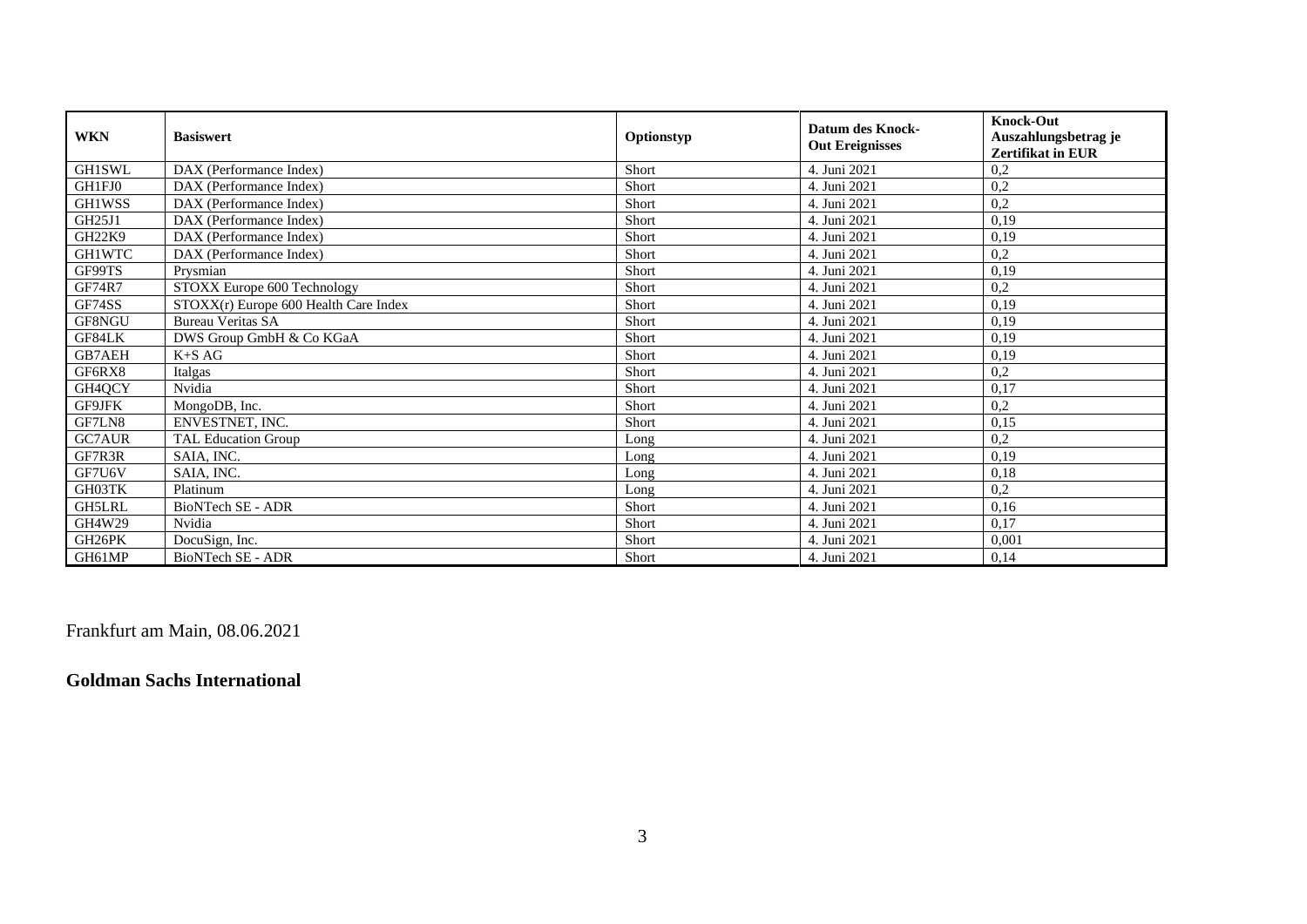| WKN | Basiswert | Optionstyp | Datum des Knock-Out Ereignisses | Knock-Out Auszahlungsbetrag je Zertifikat in EUR |
|---|---|---|---|---|
| GH1SWL | DAX (Performance Index) | Short | 4. Juni 2021 | 0,2 |
| GH1FJ0 | DAX (Performance Index) | Short | 4. Juni 2021 | 0,2 |
| GH1WSS | DAX (Performance Index) | Short | 4. Juni 2021 | 0,2 |
| GH25J1 | DAX (Performance Index) | Short | 4. Juni 2021 | 0,19 |
| GH22K9 | DAX (Performance Index) | Short | 4. Juni 2021 | 0,19 |
| GH1WTC | DAX (Performance Index) | Short | 4. Juni 2021 | 0,2 |
| GF99TS | Prysmian | Short | 4. Juni 2021 | 0,19 |
| GF74R7 | STOXX Europe 600 Technology | Short | 4. Juni 2021 | 0,2 |
| GF74SS | STOXX(r) Europe 600 Health Care Index | Short | 4. Juni 2021 | 0,19 |
| GF8NGU | Bureau Veritas SA | Short | 4. Juni 2021 | 0,19 |
| GF84LK | DWS Group GmbH & Co KGaA | Short | 4. Juni 2021 | 0,19 |
| GB7AEH | K+S AG | Short | 4. Juni 2021 | 0,19 |
| GF6RX8 | Italgas | Short | 4. Juni 2021 | 0,2 |
| GH4QCY | Nvidia | Short | 4. Juni 2021 | 0,17 |
| GF9JFK | MongoDB, Inc. | Short | 4. Juni 2021 | 0,2 |
| GF7LN8 | ENVESTNET, INC. | Short | 4. Juni 2021 | 0,15 |
| GC7AUR | TAL Education Group | Long | 4. Juni 2021 | 0,2 |
| GF7R3R | SAIA, INC. | Long | 4. Juni 2021 | 0,19 |
| GF7U6V | SAIA, INC. | Long | 4. Juni 2021 | 0,18 |
| GH03TK | Platinum | Long | 4. Juni 2021 | 0,2 |
| GH5LRL | BioNTech SE - ADR | Short | 4. Juni 2021 | 0,16 |
| GH4W29 | Nvidia | Short | 4. Juni 2021 | 0,17 |
| GH26PK | DocuSign, Inc. | Short | 4. Juni 2021 | 0,001 |
| GH61MP | BioNTech SE - ADR | Short | 4. Juni 2021 | 0,14 |

Frankfurt am Main, 08.06.2021

**Goldman Sachs International**